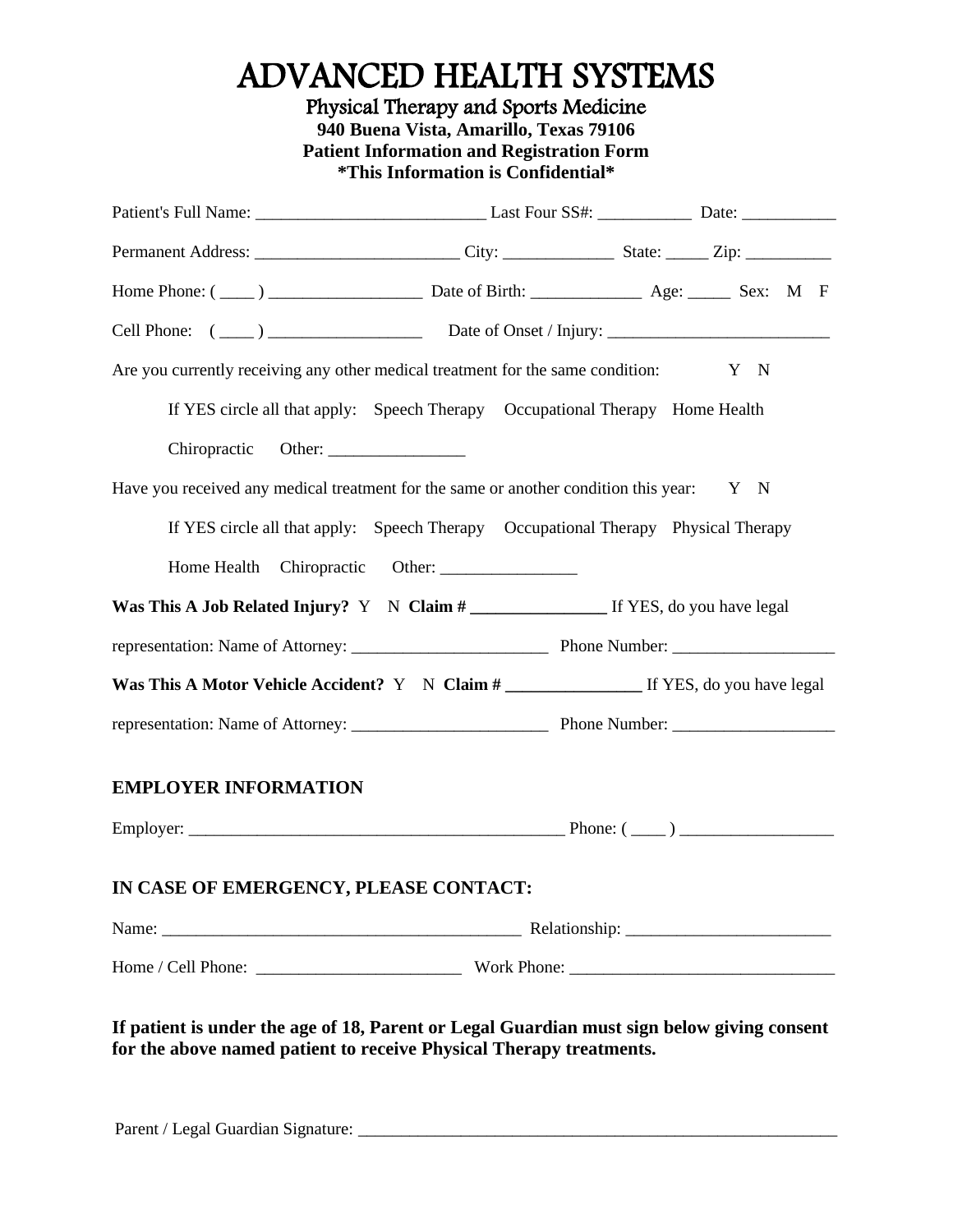# ADVANCED HEALTH SYSTEMS

## Physical Therapy and Sports Medicine

**940 Buena Vista, Amarillo, Texas 79106**

**Patient Information and Registration Form**

***This Information is Confidential***

Patient's Full Name: ___________________________ Last Four SS#: ___________ Date: ___________

Permanent Address: ________________________ City: _____________ State: _____ Zip: __________

Home Phone: ( ____ ) __________________ Date of Birth: _____________ Age: _____ Sex: M F

Cell Phone: ( ____ ) __________________ Date of Onset / Injury: __________________________

Are you currently receiving any other medical treatment for the same condition: Y N

If YES circle all that apply: Speech Therapy Occupational Therapy Home Health

Chiropractic Other: ________________

Have you received any medical treatment for the same or another condition this year: Y N

If YES circle all that apply: Speech Therapy Occupational Therapy Physical Therapy

Home Health Chiropractic Other: ________________

**Was This A Job Related Injury?** Y N **Claim # ________________** If YES, do you have legal representation: Name of Attorney: _______________________ Phone Number: ___________________

**Was This A Motor Vehicle Accident?** Y N **Claim # ________________** If YES, do you have legal representation: Name of Attorney: _______________________ Phone Number: ___________________

## EMPLOYER INFORMATION

Employer: ______________________________________________ Phone: ( ____ ) __________________

## IN CASE OF EMERGENCY, PLEASE CONTACT:

Name: ____________________________________________ Relationship: ________________________

Home / Cell Phone: ________________________ Work Phone: _______________________________

**If patient is under the age of 18, Parent or Legal Guardian must sign below giving consent for the above named patient to receive Physical Therapy treatments.**

Parent / Legal Guardian Signature: __________________________________________________________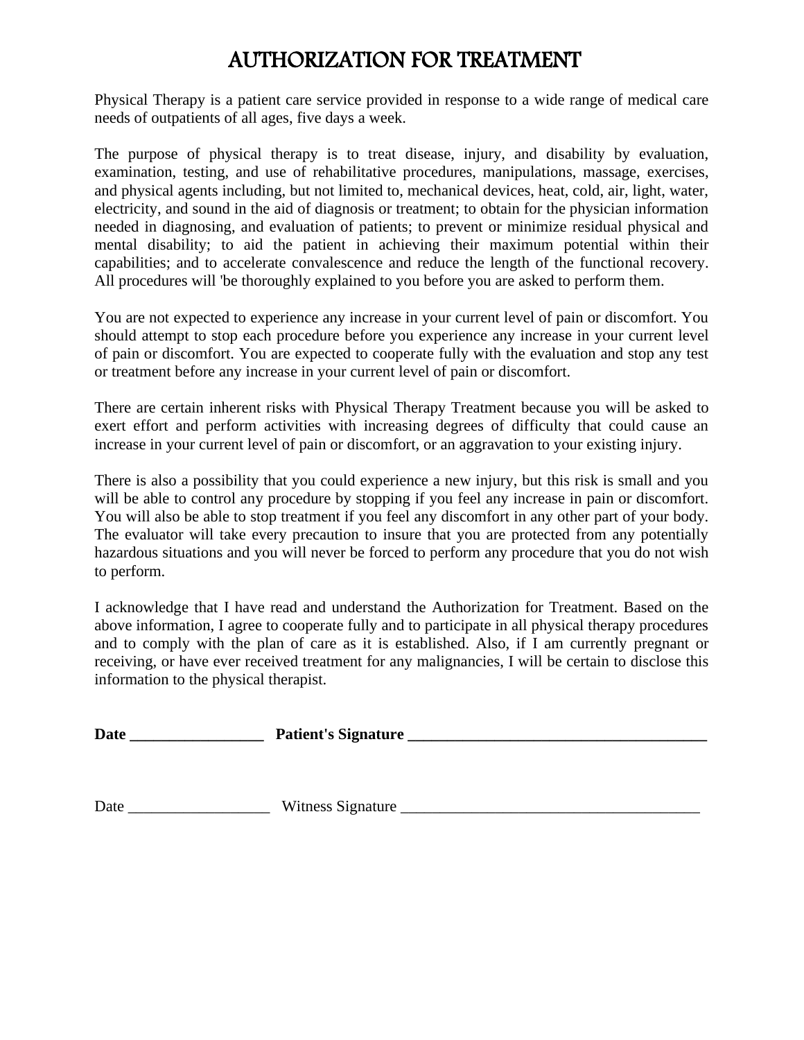# AUTHORIZATION FOR TREATMENT

Physical Therapy is a patient care service provided in response to a wide range of medical care needs of outpatients of all ages, five days a week.

The purpose of physical therapy is to treat disease, injury, and disability by evaluation, examination, testing, and use of rehabilitative procedures, manipulations, massage, exercises, and physical agents including, but not limited to, mechanical devices, heat, cold, air, light, water, electricity, and sound in the aid of diagnosis or treatment; to obtain for the physician information needed in diagnosing, and evaluation of patients; to prevent or minimize residual physical and mental disability; to aid the patient in achieving their maximum potential within their capabilities; and to accelerate convalescence and reduce the length of the functional recovery. All procedures will 'be thoroughly explained to you before you are asked to perform them.

You are not expected to experience any increase in your current level of pain or discomfort. You should attempt to stop each procedure before you experience any increase in your current level of pain or discomfort. You are expected to cooperate fully with the evaluation and stop any test or treatment before any increase in your current level of pain or discomfort.

There are certain inherent risks with Physical Therapy Treatment because you will be asked to exert effort and perform activities with increasing degrees of difficulty that could cause an increase in your current level of pain or discomfort, or an aggravation to your existing injury.

There is also a possibility that you could experience a new injury, but this risk is small and you will be able to control any procedure by stopping if you feel any increase in pain or discomfort. You will also be able to stop treatment if you feel any discomfort in any other part of your body. The evaluator will take every precaution to insure that you are protected from any potentially hazardous situations and you will never be forced to perform any procedure that you do not wish to perform.

I acknowledge that I have read and understand the Authorization for Treatment. Based on the above information, I agree to cooperate fully and to participate in all physical therapy procedures and to comply with the plan of care as it is established. Also, if I am currently pregnant or receiving, or have ever received treatment for any malignancies, I will be certain to disclose this information to the physical therapist.

**Date _________________ Patient's Signature _______________________________________**

Date __________________ Witness Signature ______________________________________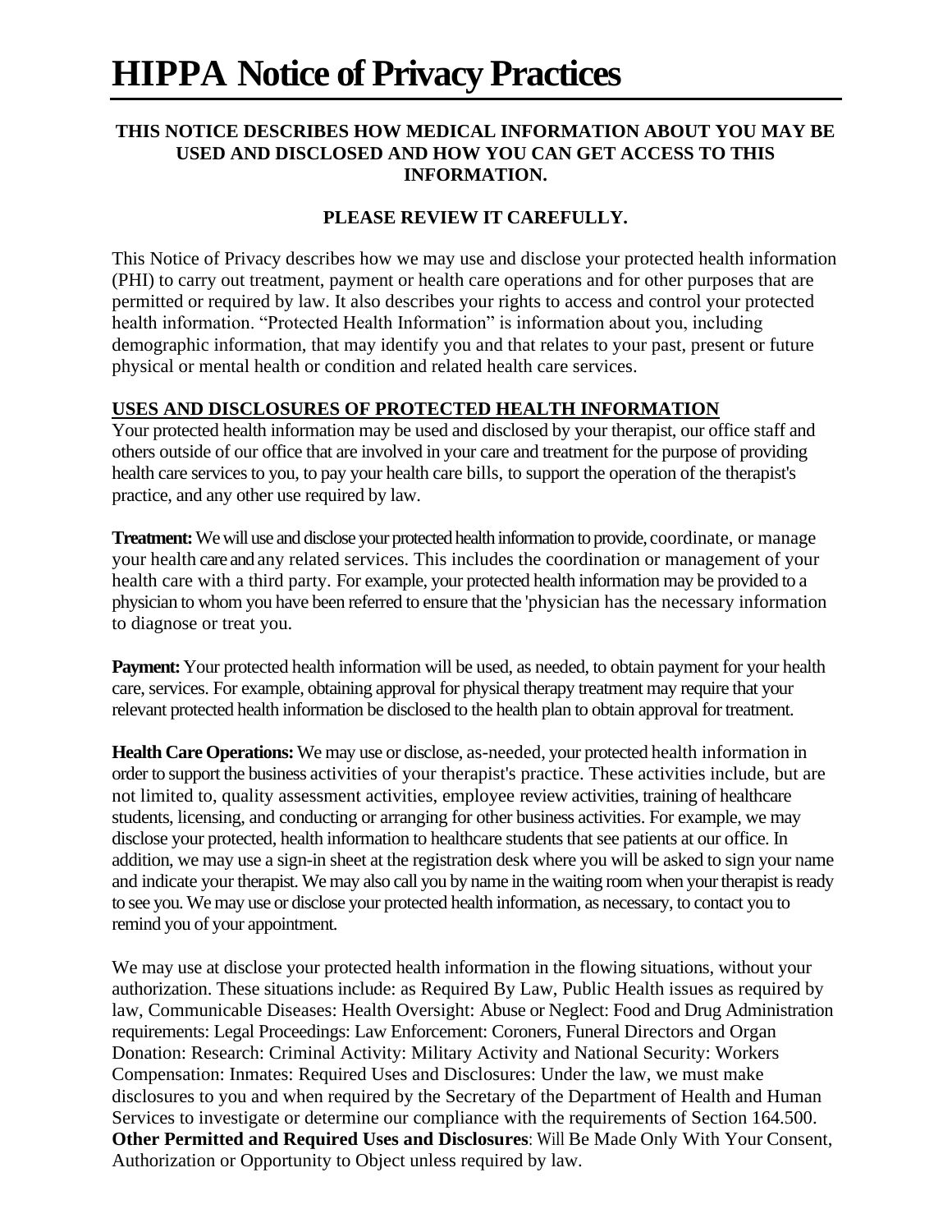# HIPPA Notice of Privacy Practices

**THIS NOTICE DESCRIBES HOW MEDICAL INFORMATION ABOUT YOU MAY BE USED AND DISCLOSED AND HOW YOU CAN GET ACCESS TO THIS INFORMATION.**

**PLEASE REVIEW IT CAREFULLY.**

This Notice of Privacy describes how we may use and disclose your protected health information (PHI) to carry out treatment, payment or health care operations and for other purposes that are permitted or required by law. It also describes your rights to access and control your protected health information. "Protected Health Information" is information about you, including demographic information, that may identify you and that relates to your past, present or future physical or mental health or condition and related health care services.

## USES AND DISCLOSURES OF PROTECTED HEALTH INFORMATION

Your protected health information may be used and disclosed by your therapist, our office staff and others outside of our office that are involved in your care and treatment for the purpose of providing health care services to you, to pay your health care bills, to support the operation of the therapist's practice, and any other use required by law.

**Treatment:** We will use and disclose your protected health information to provide, coordinate, or manage your health care and any related services. This includes the coordination or management of your health care with a third party. For example, your protected health information may be provided to a physician to whom you have been referred to ensure that the 'physician has the necessary information to diagnose or treat you.

**Payment:** Your protected health information will be used, as needed, to obtain payment for your health care, services. For example, obtaining approval for physical therapy treatment may require that your relevant protected health information be disclosed to the health plan to obtain approval for treatment.

**Health Care Operations:** We may use or disclose, as-needed, your protected health information in order to support the business activities of your therapist's practice. These activities include, but are not limited to, quality assessment activities, employee review activities, training of healthcare students, licensing, and conducting or arranging for other business activities. For example, we may disclose your protected, health information to healthcare students that see patients at our office. In addition, we may use a sign-in sheet at the registration desk where you will be asked to sign your name and indicate your therapist. We may also call you by name in the waiting room when your therapist is ready to see you. We may use or disclose your protected health information, as necessary, to contact you to remind you of your appointment.

We may use at disclose your protected health information in the flowing situations, without your authorization. These situations include: as Required By Law, Public Health issues as required by law, Communicable Diseases: Health Oversight: Abuse or Neglect: Food and Drug Administration requirements: Legal Proceedings: Law Enforcement: Coroners, Funeral Directors and Organ Donation: Research: Criminal Activity: Military Activity and National Security: Workers Compensation: Inmates: Required Uses and Disclosures: Under the law, we must make disclosures to you and when required by the Secretary of the Department of Health and Human Services to investigate or determine our compliance with the requirements of Section 164.500.
**Other Permitted and Required Uses and Disclosures**: Will Be Made Only With Your Consent, Authorization or Opportunity to Object unless required by law.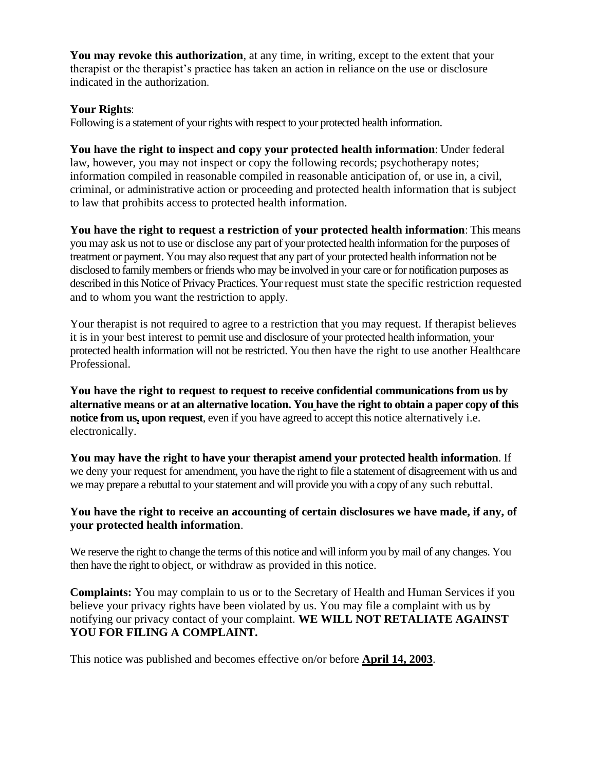**You may revoke this authorization**, at any time, in writing, except to the extent that your therapist or the therapist's practice has taken an action in reliance on the use or disclosure indicated in the authorization.

**Your Rights**:
Following is a statement of your rights with respect to your protected health information.

**You have the right to inspect and copy your protected health information**: Under federal law, however, you may not inspect or copy the following records; psychotherapy notes; information compiled in reasonable compiled in reasonable anticipation of, or use in, a civil, criminal, or administrative action or proceeding and protected health information that is subject to law that prohibits access to protected health information.

**You have the right to request a restriction of your protected health information**: This means you may ask us not to use or disclose any part of your protected health information for the purposes of treatment or payment. You may also request that any part of your protected health information not be disclosed to family members or friends who may be involved in your care or for notification purposes as described in this Notice of Privacy Practices. Your request must state the specific restriction requested and to whom you want the restriction to apply.

Your therapist is not required to agree to a restriction that you may request. If therapist believes it is in your best interest to permit use and disclosure of your protected health information, your protected health information will not be restricted. You then have the right to use another Healthcare Professional.

**You have the right to request to request to receive confidential communications from us by alternative means or at an alternative location. You have the right to obtain a paper copy of this notice from us, upon request**, even if you have agreed to accept this notice alternatively i.e. electronically.

**You may have the right to have your therapist amend your protected health information**. If we deny your request for amendment, you have the right to file a statement of disagreement with us and we may prepare a rebuttal to your statement and will provide you with a copy of any such rebuttal.

**You have the right to receive an accounting of certain disclosures we have made, if any, of your protected health information**.

We reserve the right to change the terms of this notice and will inform you by mail of any changes. You then have the right to object, or withdraw as provided in this notice.

**Complaints:** You may complain to us or to the Secretary of Health and Human Services if you believe your privacy rights have been violated by us. You may file a complaint with us by notifying our privacy contact of your complaint. **WE WILL NOT RETALIATE AGAINST YOU FOR FILING A COMPLAINT.**

This notice was published and becomes effective on/or before **April 14, 2003**.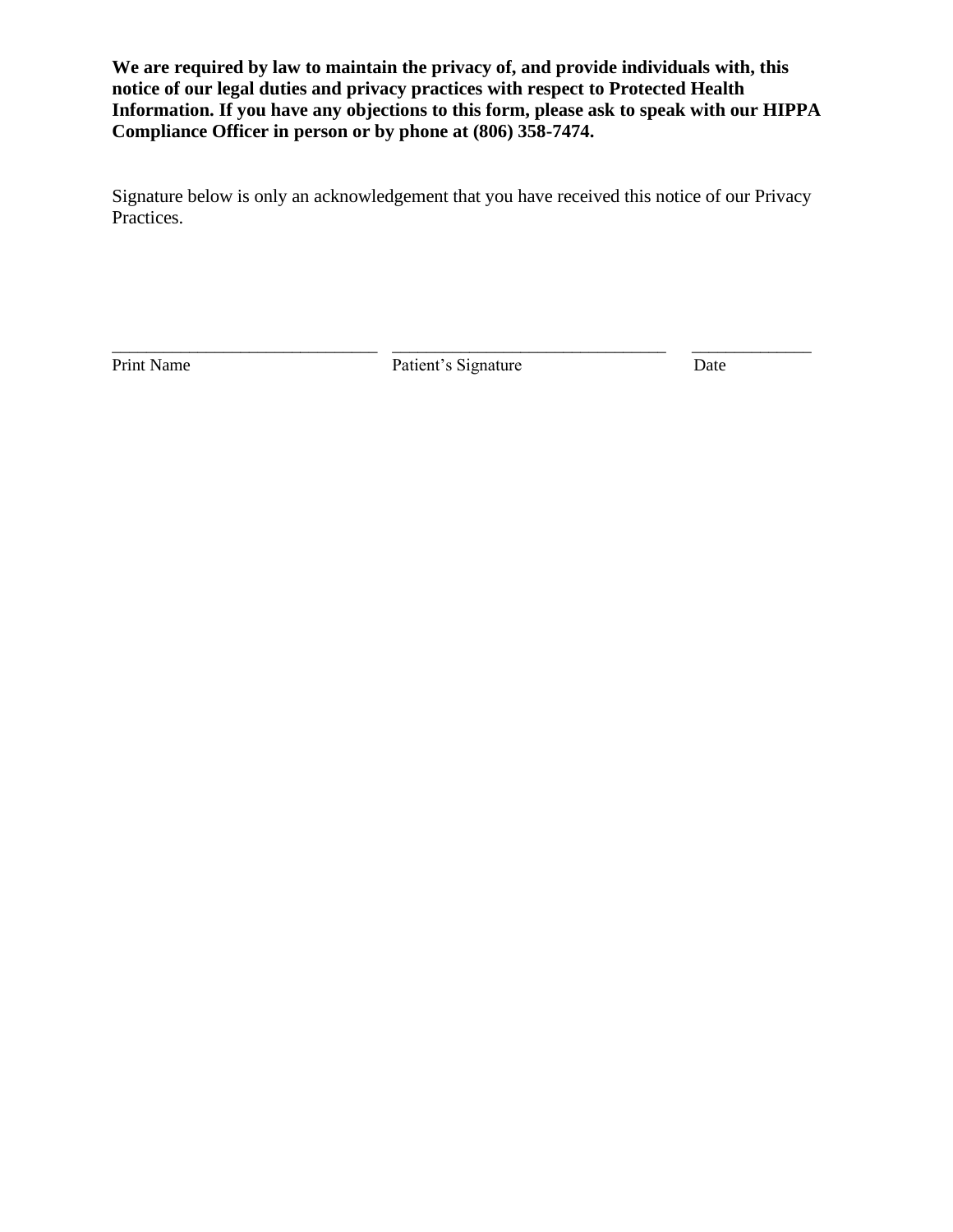**We are required by law to maintain the privacy of, and provide individuals with, this notice of our legal duties and privacy practices with respect to Protected Health Information. If you have any objections to this form, please ask to speak with our HIPPA Compliance Officer in person or by phone at (806) 358-7474.**

Signature below is only an acknowledgement that you have received this notice of our Privacy Practices.

______________________________ ________________________________ ______________

Print Name Patient's Signature Date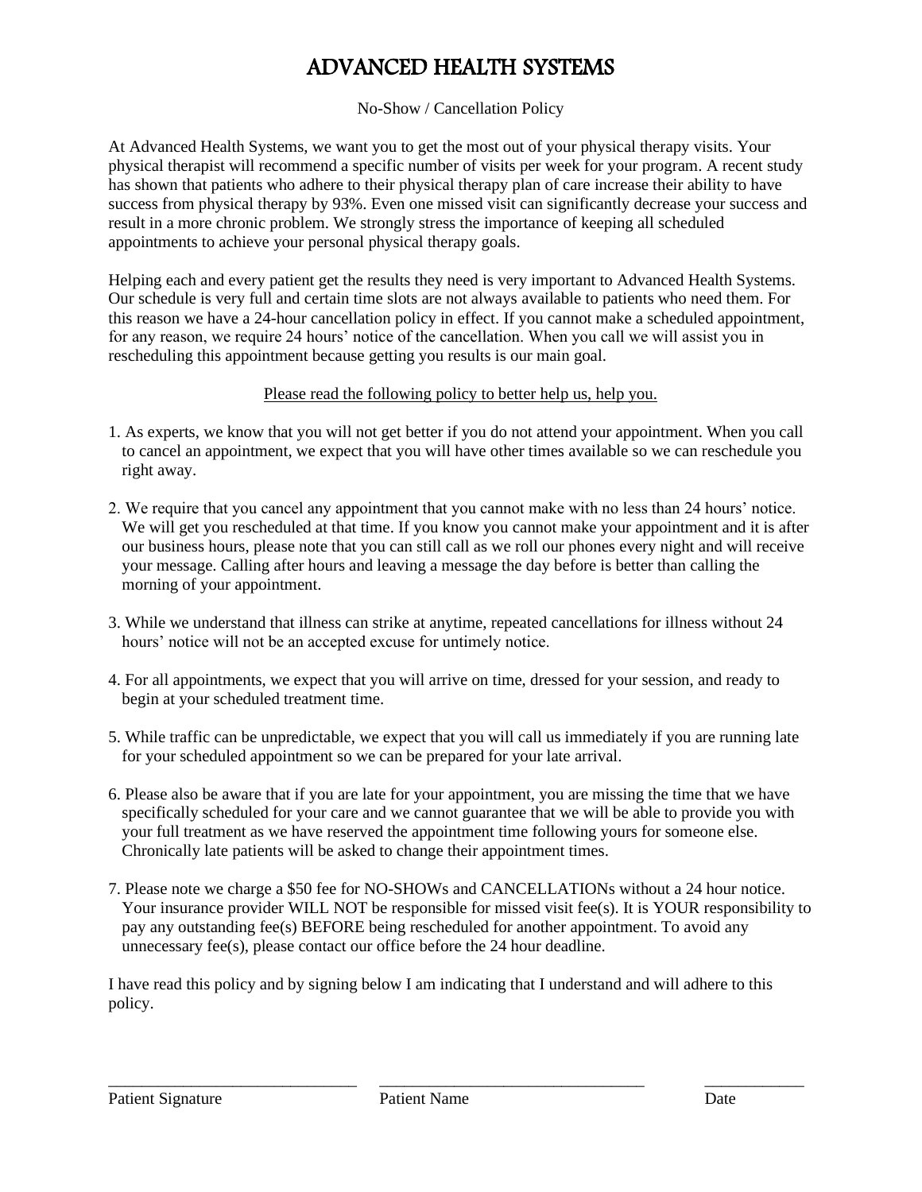# ADVANCED HEALTH SYSTEMS

No-Show / Cancellation Policy

At Advanced Health Systems, we want you to get the most out of your physical therapy visits. Your physical therapist will recommend a specific number of visits per week for your program. A recent study has shown that patients who adhere to their physical therapy plan of care increase their ability to have success from physical therapy by 93%. Even one missed visit can significantly decrease your success and result in a more chronic problem. We strongly stress the importance of keeping all scheduled appointments to achieve your personal physical therapy goals.

Helping each and every patient get the results they need is very important to Advanced Health Systems. Our schedule is very full and certain time slots are not always available to patients who need them. For this reason we have a 24-hour cancellation policy in effect. If you cannot make a scheduled appointment, for any reason, we require 24 hours' notice of the cancellation. When you call we will assist you in rescheduling this appointment because getting you results is our main goal.

<u>Please read the following policy to better help us, help you.</u>

1. As experts, we know that you will not get better if you do not attend your appointment. When you call to cancel an appointment, we expect that you will have other times available so we can reschedule you right away.

2. We require that you cancel any appointment that you cannot make with no less than 24 hours' notice. We will get you rescheduled at that time. If you know you cannot make your appointment and it is after our business hours, please note that you can still call as we roll our phones every night and will receive your message. Calling after hours and leaving a message the day before is better than calling the morning of your appointment.

3. While we understand that illness can strike at anytime, repeated cancellations for illness without 24 hours' notice will not be an accepted excuse for untimely notice.

4. For all appointments, we expect that you will arrive on time, dressed for your session, and ready to begin at your scheduled treatment time.

5. While traffic can be unpredictable, we expect that you will call us immediately if you are running late for your scheduled appointment so we can be prepared for your late arrival.

6. Please also be aware that if you are late for your appointment, you are missing the time that we have specifically scheduled for your care and we cannot guarantee that we will be able to provide you with your full treatment as we have reserved the appointment time following yours for someone else. Chronically late patients will be asked to change their appointment times.

7. Please note we charge a $50 fee for NO-SHOWs and CANCELLATIONs without a 24 hour notice. Your insurance provider WILL NOT be responsible for missed visit fee(s). It is YOUR responsibility to pay any outstanding fee(s) BEFORE being rescheduled for another appointment. To avoid any unnecessary fee(s), please contact our office before the 24 hour deadline.

I have read this policy and by signing below I am indicating that I understand and will adhere to this policy.

______________________________ ________________________________ ____________

Patient Signature Patient Name Date